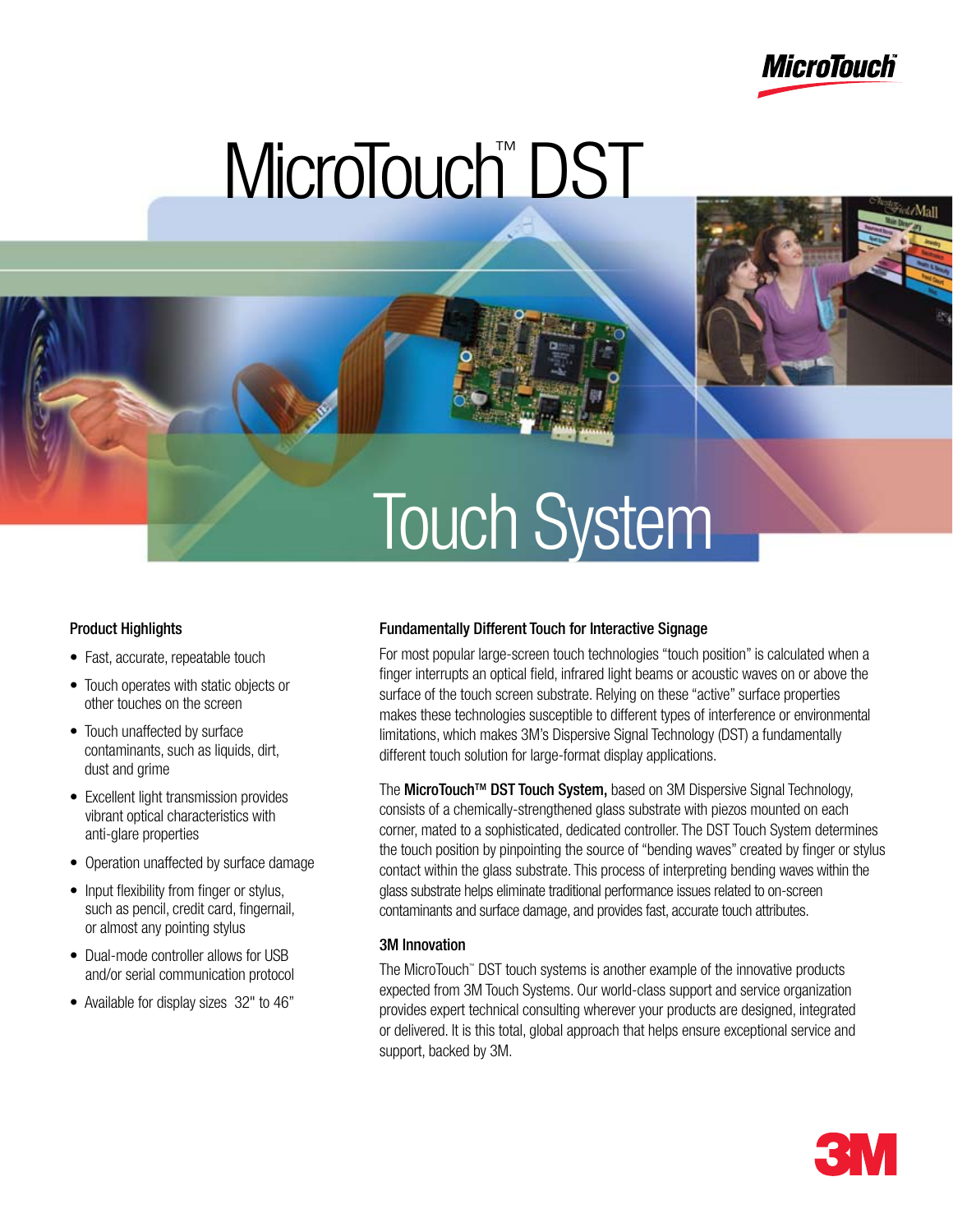MicroTouch

# MicroTouch™ DST Touch System

### Product Highlights

- Fast, accurate, repeatable touch
- Touch operates with static objects or other touches on the screen
- Touch unaffected by surface contaminants, such as liquids, dirt, dust and grime
- Excellent light transmission provides vibrant optical characteristics with anti-glare properties
- Operation unaffected by surface damage
- Input flexibility from finger or stylus, such as pencil, credit card, fingernail, or almost any pointing stylus
- Dual-mode controller allows for USB and/or serial communication protocol
- Available for display sizes 32" to 46"

### Fundamentally Different Touch for Interactive Signage

For most popular large-screen touch technologies "touch position" is calculated when a finger interrupts an optical field, infrared light beams or acoustic waves on or above the surface of the touch screen substrate. Relying on these "active" surface properties makes these technologies susceptible to different types of interference or environmental limitations, which makes 3M's Dispersive Signal Technology (DST) a fundamentally different touch solution for large-format display applications.

The **MicroTouch™ DST Touch System,** based on 3M Dispersive Signal Technology, consists of a chemically-strengthened glass substrate with piezos mounted on each corner, mated to a sophisticated, dedicated controller. The DST Touch System determines the touch position by pinpointing the source of "bending waves" created by finger or stylus contact within the glass substrate. This process of interpreting bending waves within the glass substrate helps eliminate traditional performance issues related to on-screen contaminants and surface damage, and provides fast, accurate touch attributes.

### 3M Innovation

The MicroTouch™ DST touch systems is another example of the innovative products expected from 3M Touch Systems. Our world-class support and service organization provides expert technical consulting wherever your products are designed, integrated or delivered. It is this total, global approach that helps ensure exceptional service and support, backed by 3M.

3M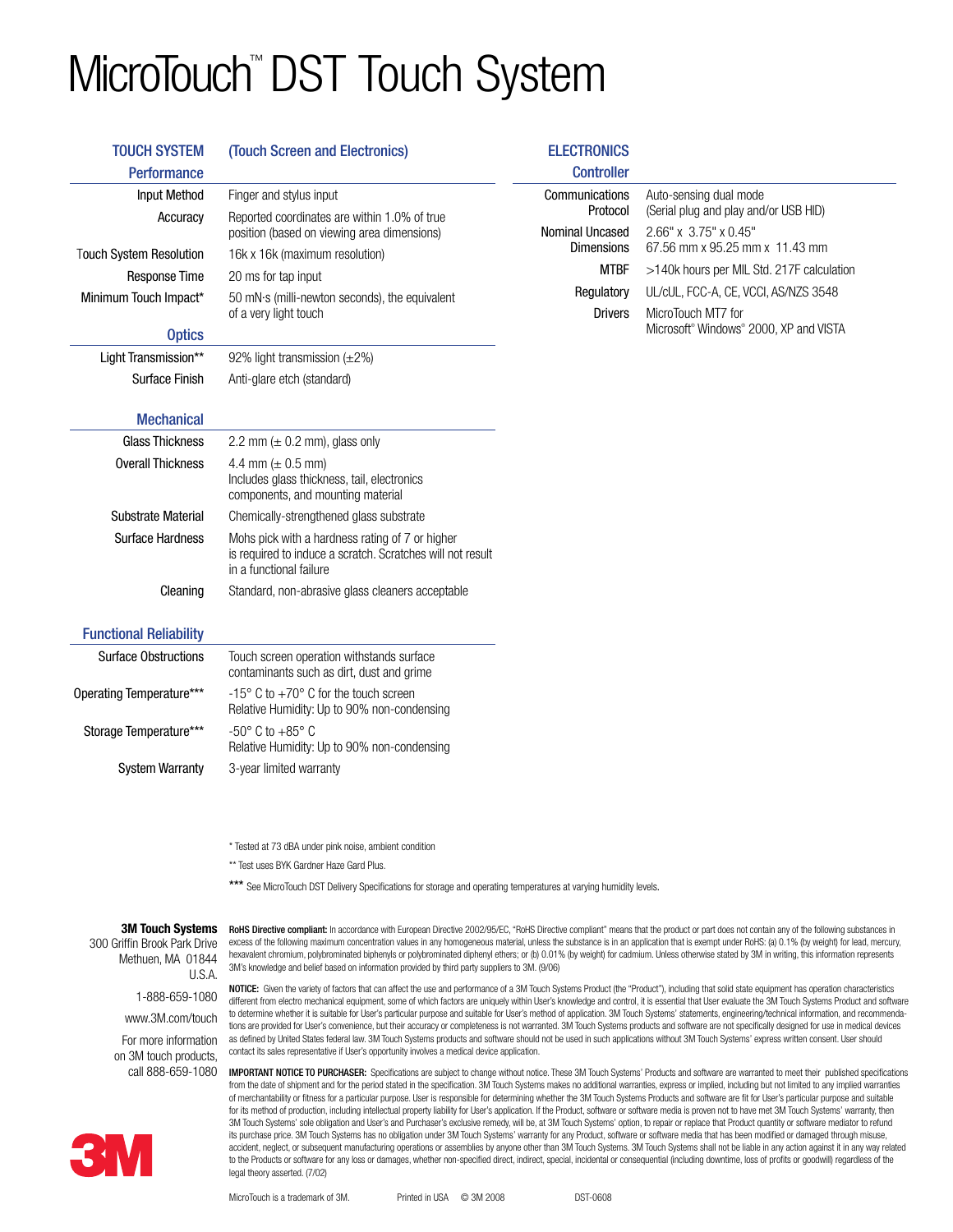# MicroTouch™ DST Touch System

## TOUCH SYSTEM (Touch Screen and Electronics)

### Performance

| | |
|---|---|
| Input Method | Finger and stylus input |
| Accuracy | Reported coordinates are within 1.0% of true position (based on viewing area dimensions) |
| Touch System Resolution | 16k x 16k (maximum resolution) |
| Response Time | 20 ms for tap input |
| Minimum Touch Impact* | 50 mN·s (milli-newton seconds), the equivalent of a very light touch |

### Optics

| | |
|---|---|
| Light Transmission** | 92% light transmission (±2%) |
| Surface Finish | Anti-glare etch (standard) |

### Mechanical

| | |
|---|---|
| Glass Thickness | 2.2 mm (± 0.2 mm), glass only |
| Overall Thickness | 4.4 mm (± 0.5 mm) Includes glass thickness, tail, electronics components, and mounting material |
| Substrate Material | Chemically-strengthened glass substrate |
| Surface Hardness | Mohs pick with a hardness rating of 7 or higher is required to induce a scratch. Scratches will not result in a functional failure |
| Cleaning | Standard, non-abrasive glass cleaners acceptable |

### Functional Reliability

| | |
|---|---|
| Surface Obstructions | Touch screen operation withstands surface contaminants such as dirt, dust and grime |
| Operating Temperature*** | -15° C to +70° C for the touch screen Relative Humidity: Up to 90% non-condensing |
| Storage Temperature*** | -50° C to +85° C Relative Humidity: Up to 90% non-condensing |
| System Warranty | 3-year limited warranty |

## ELECTRONICS

### Controller

| | |
|---|---|
| Communications Protocol | Auto-sensing dual mode (Serial plug and play and/or USB HID) |
| Nominal Uncased Dimensions | 2.66" x 3.75" x 0.45" 67.56 mm x 95.25 mm x 11.43 mm |
| MTBF | >140k hours per MIL Std. 217F calculation |
| Regulatory | UL/cUL, FCC-A, CE, VCCI, AS/NZS 3548 |
| Drivers | MicroTouch MT7 for Microsoft® Windows® 2000, XP and VISTA |

* Tested at 73 dBA under pink noise, ambient condition

** Test uses BYK Gardner Haze Gard Plus.

*** See MicroTouch DST Delivery Specifications for storage and operating temperatures at varying humidity levels.

**3M Touch Systems**
300 Griffin Brook Park Drive
Methuen, MA 01844
U.S.A.

1-888-659-1080

www.3M.com/touch

For more information on 3M touch products, call 888-659-1080

**RoHS Directive compliant:** In accordance with European Directive 2002/95/EC, "RoHS Directive compliant" means that the product or part does not contain any of the following substances in excess of the following maximum concentration values in any homogeneous material, unless the substance is in an application that is exempt under RoHS: (a) 0.1% (by weight) for lead, mercury, hexavalent chromium, polybrominated biphenyls or polybrominated diphenyl ethers; or (b) 0.01% (by weight) for cadmium. Unless otherwise stated by 3M in writing, this information represents 3M's knowledge and belief based on information provided by third party suppliers to 3M. (9/06)

**NOTICE:** Given the variety of factors that can affect the use and performance of a 3M Touch Systems Product (the "Product"), including that solid state equipment has operation characteristics different from electro mechanical equipment, some of which factors are uniquely within User's knowledge and control, it is essential that User evaluate the 3M Touch Systems Product and software to determine whether it is suitable for User's particular purpose and suitable for User's method of application. 3M Touch Systems' statements, engineering/technical information, and recommendations are provided for User's convenience, but their accuracy or completeness is not warranted. 3M Touch Systems products and software are not specifically designed for use in medical devices as defined by United States federal law. 3M Touch Systems products and software should not be used in such applications without 3M Touch Systems' express written consent. User should contact its sales representative if User's opportunity involves a medical device application.

**IMPORTANT NOTICE TO PURCHASER:** Specifications are subject to change without notice. These 3M Touch Systems' Products and software are warranted to meet their published specifications from the date of shipment and for the period stated in the specification. 3M Touch Systems makes no additional warranties, express or implied, including but not limited to any implied warranties of merchantability or fitness for a particular purpose. User is responsible for determining whether the 3M Touch Systems Products and software are fit for User's particular purpose and suitable for its method of production, including intellectual property liability for User's application. If the Product, software or software media is proven not to have met 3M Touch Systems' warranty, then 3M Touch Systems' sole obligation and User's and Purchaser's exclusive remedy, will be, at 3M Touch Systems' option, to repair or replace that Product quantity or software mediator to refund its purchase price. 3M Touch Systems has no obligation under 3M Touch Systems' warranty for any Product, software or software media that has been modified or damaged through misuse, accident, neglect, or subsequent manufacturing operations or assemblies by anyone other than 3M Touch Systems. 3M Touch Systems shall not be liable in any action against it in any way related to the Products or software for any loss or damages, whether non-specified direct, indirect, special, incidental or consequential (including downtime, loss of profits or goodwill) regardless of the legal theory asserted. (7/02)

3M

MicroTouch is a trademark of 3M. Printed in USA © 3M 2008 DST-0608